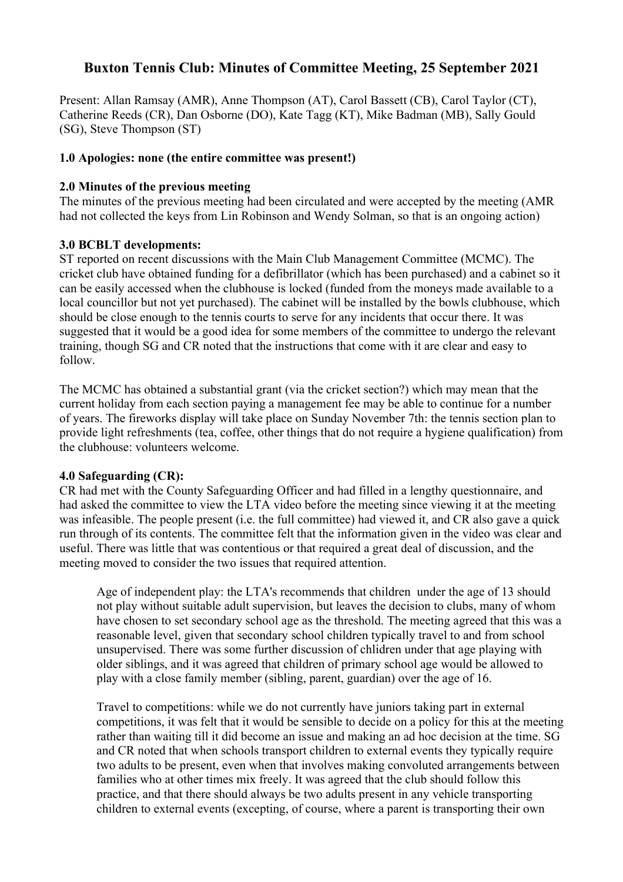# Buxton Tennis Club: Minutes of Committee Meeting, 25 September 2021

Present: Allan Ramsay (AMR), Anne Thompson (AT), Carol Bassett (CB), Carol Taylor (CT), Catherine Reeds (CR), Dan Osborne (DO), Kate Tagg (KT), Mike Badman (MB), Sally Gould (SG), Steve Thompson (ST)

**1.0 Apologies: none (the entire committee was present!)**

**2.0 Minutes of the previous meeting**

The minutes of the previous meeting had been circulated and were accepted by the meeting (AMR had not collected the keys from Lin Robinson and Wendy Solman, so that is an ongoing action)

**3.0 BCBLT developments:**

ST reported on recent discussions with the Main Club Management Committee (MCMC). The cricket club have obtained funding for a defibrillator (which has been purchased) and a cabinet so it can be easily accessed when the clubhouse is locked (funded from the moneys made available to a local councillor but not yet purchased). The cabinet will be installed by the bowls clubhouse, which should be close enough to the tennis courts to serve for any incidents that occur there. It was suggested that it would be a good idea for some members of the committee to undergo the relevant training, though SG and CR noted that the instructions that come with it are clear and easy to follow.

The MCMC has obtained a substantial grant (via the cricket section?) which may mean that the current holiday from each section paying a management fee may be able to continue for a number of years. The fireworks display will take place on Sunday November 7th: the tennis section plan to provide light refreshments (tea, coffee, other things that do not require a hygiene qualification) from the clubhouse: volunteers welcome.

**4.0 Safeguarding (CR):**

CR had met with the County Safeguarding Officer and had filled in a lengthy questionnaire, and had asked the committee to view the LTA video before the meeting since viewing it at the meeting was infeasible. The people present (i.e. the full committee) had viewed it, and CR also gave a quick run through of its contents. The committee felt that the information given in the video was clear and useful. There was little that was contentious or that required a great deal of discussion, and the meeting moved to consider the two issues that required attention.

> Age of independent play: the LTA's recommends that children under the age of 13 should not play without suitable adult supervision, but leaves the decision to clubs, many of whom have chosen to set secondary school age as the threshold. The meeting agreed that this was a reasonable level, given that secondary school children typically travel to and from school unsupervised. There was some further discussion of chlidren under that age playing with older siblings, and it was agreed that children of primary school age would be allowed to play with a close family member (sibling, parent, guardian) over the age of 16.
>
> Travel to competitions: while we do not currently have juniors taking part in external competitions, it was felt that it would be sensible to decide on a policy for this at the meeting rather than waiting till it did become an issue and making an ad hoc decision at the time. SG and CR noted that when schools transport children to external events they typically require two adults to be present, even when that involves making convoluted arrangements between families who at other times mix freely. It was agreed that the club should follow this practice, and that there should always be two adults present in any vehicle transporting children to external events (excepting, of course, where a parent is transporting their own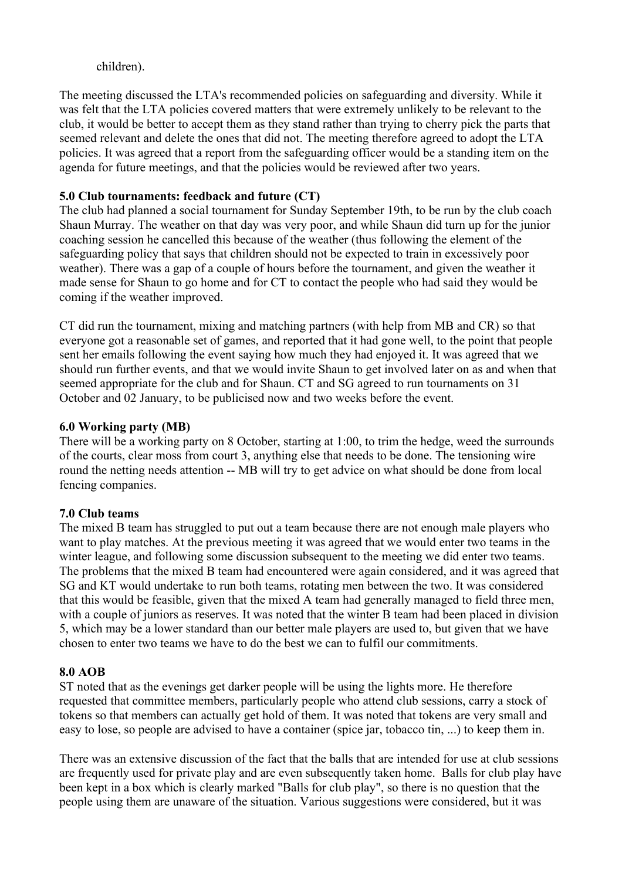children).

The meeting discussed the LTA's recommended policies on safeguarding and diversity. While it was felt that the LTA policies covered matters that were extremely unlikely to be relevant to the club, it would be better to accept them as they stand rather than trying to cherry pick the parts that seemed relevant and delete the ones that did not. The meeting therefore agreed to adopt the LTA policies. It was agreed that a report from the safeguarding officer would be a standing item on the agenda for future meetings, and that the policies would be reviewed after two years.

**5.0 Club tournaments: feedback and future (CT)**

The club had planned a social tournament for Sunday September 19th, to be run by the club coach Shaun Murray. The weather on that day was very poor, and while Shaun did turn up for the junior coaching session he cancelled this because of the weather (thus following the element of the safeguarding policy that says that children should not be expected to train in excessively poor weather). There was a gap of a couple of hours before the tournament, and given the weather it made sense for Shaun to go home and for CT to contact the people who had said they would be coming if the weather improved.

CT did run the tournament, mixing and matching partners (with help from MB and CR) so that everyone got a reasonable set of games, and reported that it had gone well, to the point that people sent her emails following the event saying how much they had enjoyed it. It was agreed that we should run further events, and that we would invite Shaun to get involved later on as and when that seemed appropriate for the club and for Shaun. CT and SG agreed to run tournaments on 31 October and 02 January, to be publicised now and two weeks before the event.

**6.0 Working party (MB)**

There will be a working party on 8 October, starting at 1:00, to trim the hedge, weed the surrounds of the courts, clear moss from court 3, anything else that needs to be done. The tensioning wire round the netting needs attention -- MB will try to get advice on what should be done from local fencing companies.

**7.0 Club teams**

The mixed B team has struggled to put out a team because there are not enough male players who want to play matches. At the previous meeting it was agreed that we would enter two teams in the winter league, and following some discussion subsequent to the meeting we did enter two teams. The problems that the mixed B team had encountered were again considered, and it was agreed that SG and KT would undertake to run both teams, rotating men between the two. It was considered that this would be feasible, given that the mixed A team had generally managed to field three men, with a couple of juniors as reserves. It was noted that the winter B team had been placed in division 5, which may be a lower standard than our better male players are used to, but given that we have chosen to enter two teams we have to do the best we can to fulfil our commitments.

**8.0 AOB**

ST noted that as the evenings get darker people will be using the lights more. He therefore requested that committee members, particularly people who attend club sessions, carry a stock of tokens so that members can actually get hold of them. It was noted that tokens are very small and easy to lose, so people are advised to have a container (spice jar, tobacco tin, ...) to keep them in.

There was an extensive discussion of the fact that the balls that are intended for use at club sessions are frequently used for private play and are even subsequently taken home. Balls for club play have been kept in a box which is clearly marked "Balls for club play", so there is no question that the people using them are unaware of the situation. Various suggestions were considered, but it was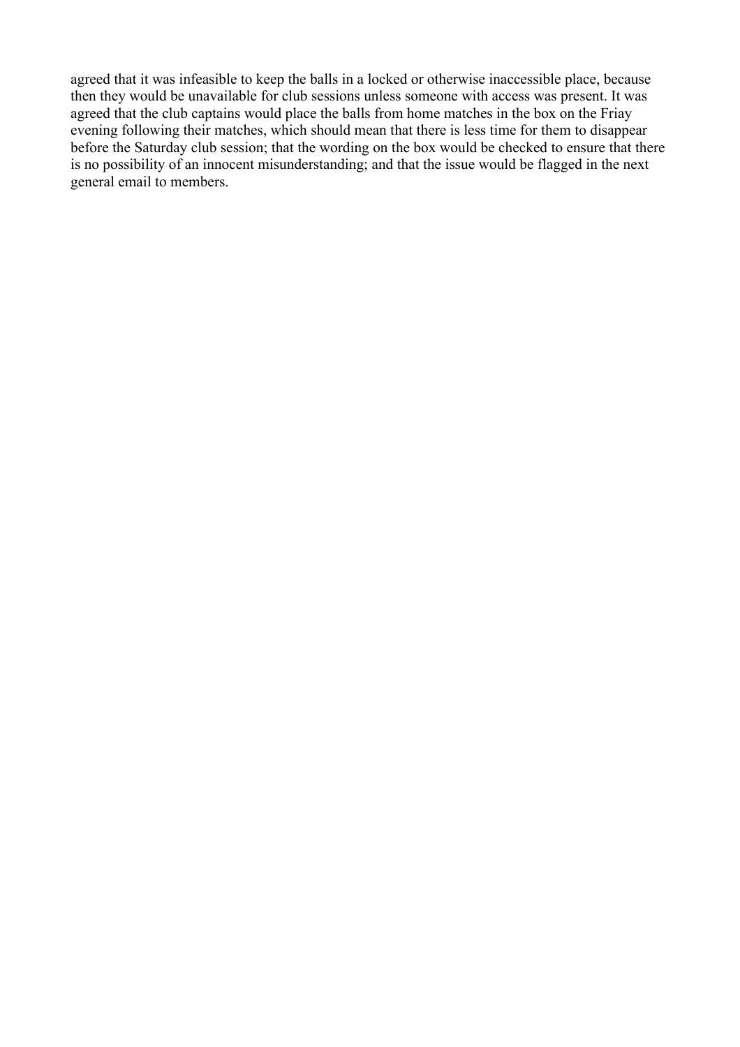agreed that it was infeasible to keep the balls in a locked or otherwise inaccessible place, because then they would be unavailable for club sessions unless someone with access was present. It was agreed that the club captains would place the balls from home matches in the box on the Friay evening following their matches, which should mean that there is less time for them to disappear before the Saturday club session; that the wording on the box would be checked to ensure that there is no possibility of an innocent misunderstanding; and that the issue would be flagged in the next general email to members.